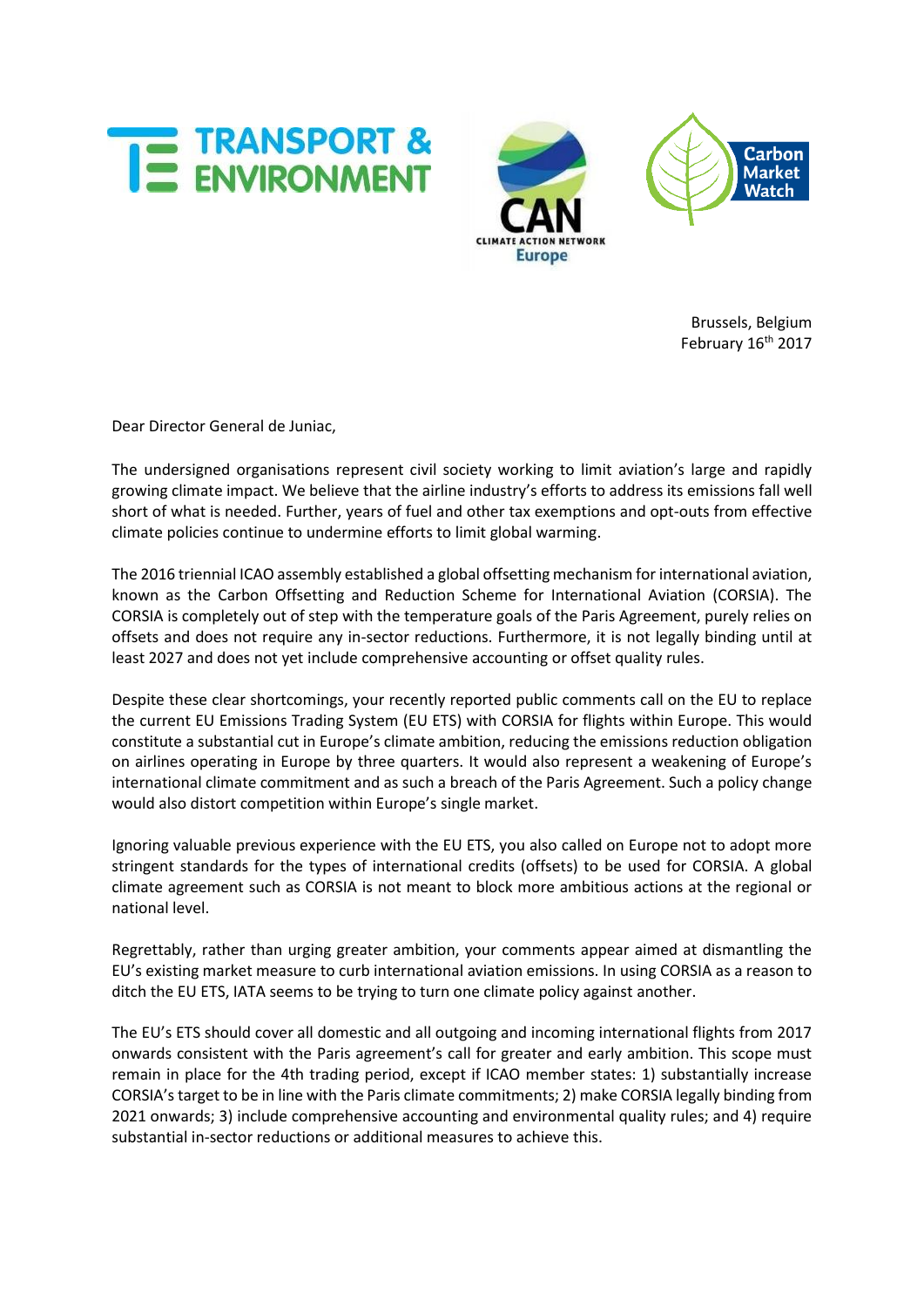Brussels, Belgium
February 16th 2017

Dear Director General de Juniac,

The undersigned organisations represent civil society working to limit aviation's large and rapidly growing climate impact. We believe that the airline industry's efforts to address its emissions fall well short of what is needed. Further, years of fuel and other tax exemptions and opt-outs from effective climate policies continue to undermine efforts to limit global warming.

The 2016 triennial ICAO assembly established a global offsetting mechanism for international aviation, known as the Carbon Offsetting and Reduction Scheme for International Aviation (CORSIA). The CORSIA is completely out of step with the temperature goals of the Paris Agreement, purely relies on offsets and does not require any in-sector reductions. Furthermore, it is not legally binding until at least 2027 and does not yet include comprehensive accounting or offset quality rules.

Despite these clear shortcomings, your recently reported public comments call on the EU to replace the current EU Emissions Trading System (EU ETS) with CORSIA for flights within Europe. This would constitute a substantial cut in Europe's climate ambition, reducing the emissions reduction obligation on airlines operating in Europe by three quarters. It would also represent a weakening of Europe's international climate commitment and as such a breach of the Paris Agreement. Such a policy change would also distort competition within Europe's single market.

Ignoring valuable previous experience with the EU ETS, you also called on Europe not to adopt more stringent standards for the types of international credits (offsets) to be used for CORSIA. A global climate agreement such as CORSIA is not meant to block more ambitious actions at the regional or national level.

Regrettably, rather than urging greater ambition, your comments appear aimed at dismantling the EU's existing market measure to curb international aviation emissions. In using CORSIA as a reason to ditch the EU ETS, IATA seems to be trying to turn one climate policy against another.

The EU's ETS should cover all domestic and all outgoing and incoming international flights from 2017 onwards consistent with the Paris agreement's call for greater and early ambition. This scope must remain in place for the 4th trading period, except if ICAO member states: 1) substantially increase CORSIA's target to be in line with the Paris climate commitments; 2) make CORSIA legally binding from 2021 onwards; 3) include comprehensive accounting and environmental quality rules; and 4) require substantial in-sector reductions or additional measures to achieve this.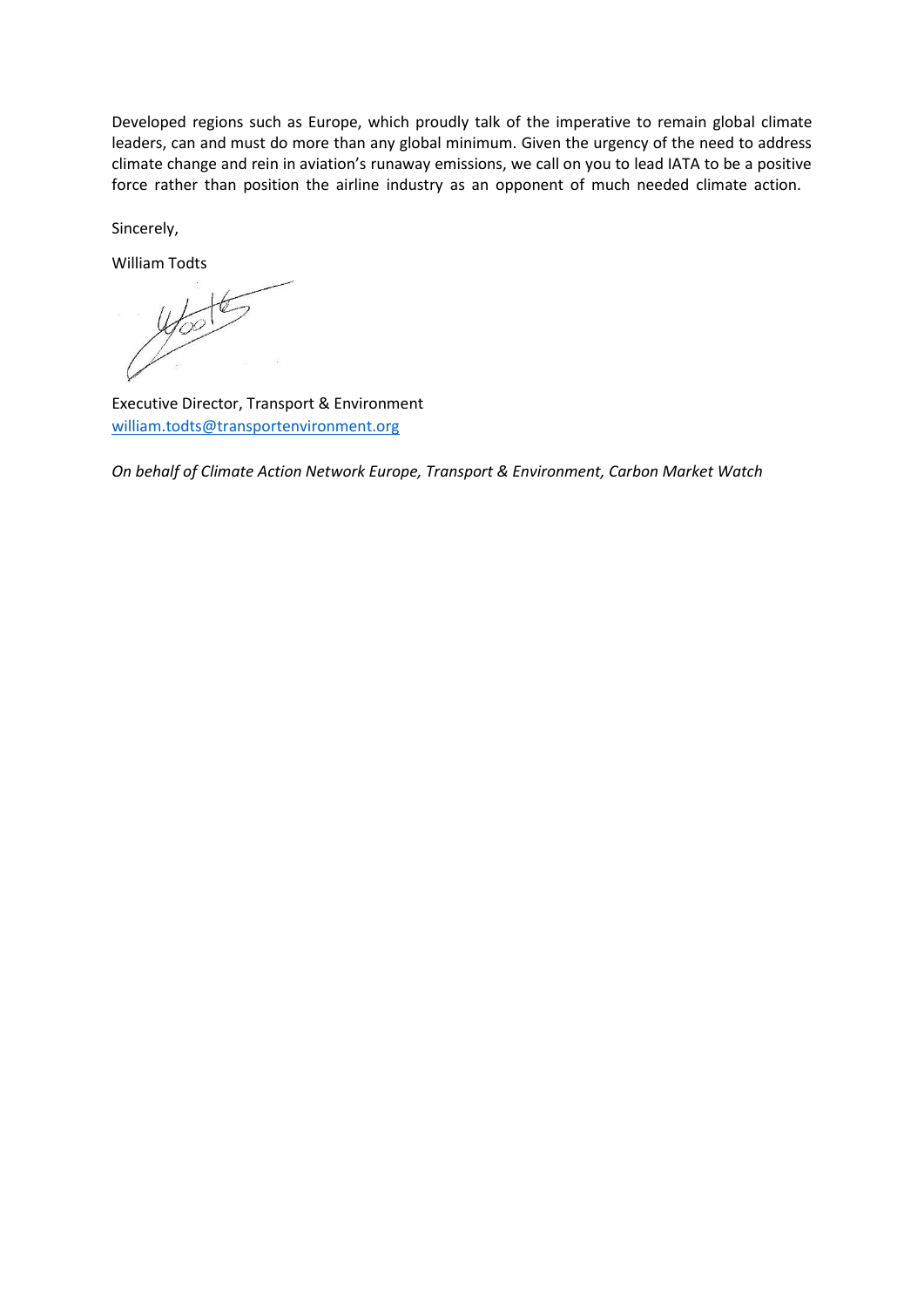Developed regions such as Europe, which proudly talk of the imperative to remain global climate leaders, can and must do more than any global minimum. Given the urgency of the need to address climate change and rein in aviation's runaway emissions, we call on you to lead IATA to be a positive force rather than position the airline industry as an opponent of much needed climate action.

Sincerely,

William Todts

Executive Director, Transport & Environment
william.todts@transportenvironment.org

*On behalf of Climate Action Network Europe, Transport & Environment, Carbon Market Watch*